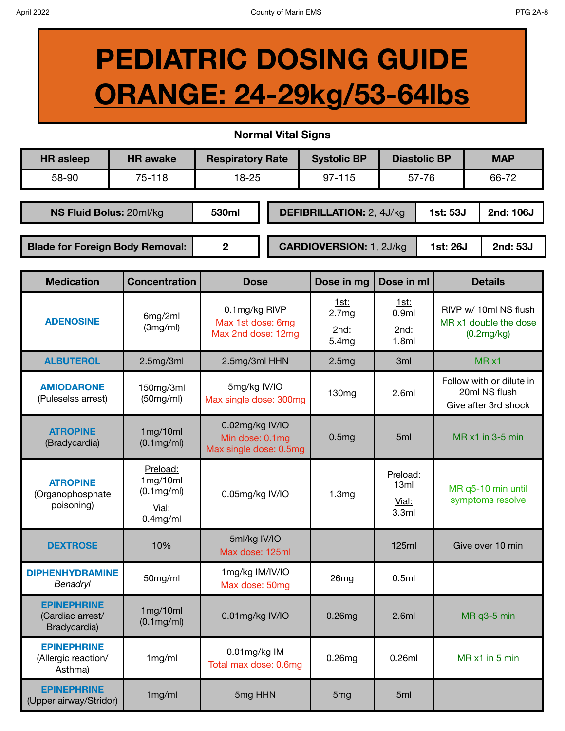# PEDIATRIC DOSING GUIDE

# ORANGE: 24-29kg/53-64lbs

**Normal Vital Signs**

| HR asleep | HR awake | Respiratory Rate | Systolic BP | Diastolic BP | MAP |
|---|---|---|---|---|---|
| 58-90 | 75-118 | 18-25 | 97-115 | 57-76 | 66-72 |

| **NS Fluid Bolus:** 20ml/kg | **530ml** |
|---|---|
| **Blade for Foreign Body Removal:** | **2** |

| **DEFIBRILLATION:** 2, 4J/kg | **1st: 53J** | **2nd: 106J** |
|---|---|---|
| **CARDIOVERSION:** 1, 2J/kg | **1st: 26J** | **2nd: 53J** |

| Medication | Concentration | Dose | Dose in mg | Dose in ml | Details |
|---|---|---|---|---|---|
| **ADENOSINE** | 6mg/2ml (3mg/ml) | 0.1mg/kg RIVP<br>Max 1st dose: 6mg<br>Max 2nd dose: 12mg | 1st: 2.7mg<br>2nd: 5.4mg | 1st: 0.9ml<br>2nd: 1.8ml | RIVP w/ 10ml NS flush<br>MR x1 double the dose (0.2mg/kg) |
| **ALBUTEROL** | 2.5mg/3ml | 2.5mg/3ml HHN | 2.5mg | 3ml | MR x1 |
| **AMIODARONE** (Puleselss arrest) | 150mg/3ml (50mg/ml) | 5mg/kg IV/IO<br>Max single dose: 300mg | 130mg | 2.6ml | Follow with or dilute in 20ml NS flush<br>Give after 3rd shock |
| **ATROPINE** (Bradycardia) | 1mg/10ml (0.1mg/ml) | 0.02mg/kg IV/IO<br>Min dose: 0.1mg<br>Max single dose: 0.5mg | 0.5mg | 5ml | MR x1 in 3-5 min |
| **ATROPINE** (Organophosphate poisoning) | Preload: 1mg/10ml (0.1mg/ml)<br>Vial: 0.4mg/ml | 0.05mg/kg IV/IO | 1.3mg | Preload: 13ml<br>Vial: 3.3ml | MR q5-10 min until symptoms resolve |
| **DEXTROSE** | 10% | 5ml/kg IV/IO<br>Max dose: 125ml | | 125ml | Give over 10 min |
| **DIPHENHYDRAMINE** *Benadryl* | 50mg/ml | 1mg/kg IM/IV/IO<br>Max dose: 50mg | 26mg | 0.5ml | |
| **EPINEPHRINE** (Cardiac arrest/ Bradycardia) | 1mg/10ml (0.1mg/ml) | 0.01mg/kg IV/IO | 0.26mg | 2.6ml | MR q3-5 min |
| **EPINEPHRINE** (Allergic reaction/ Asthma) | 1mg/ml | 0.01mg/kg IM<br>Total max dose: 0.6mg | 0.26mg | 0.26ml | MR x1 in 5 min |
| **EPINEPHRINE** (Upper airway/Stridor) | 1mg/ml | 5mg HHN | 5mg | 5ml | |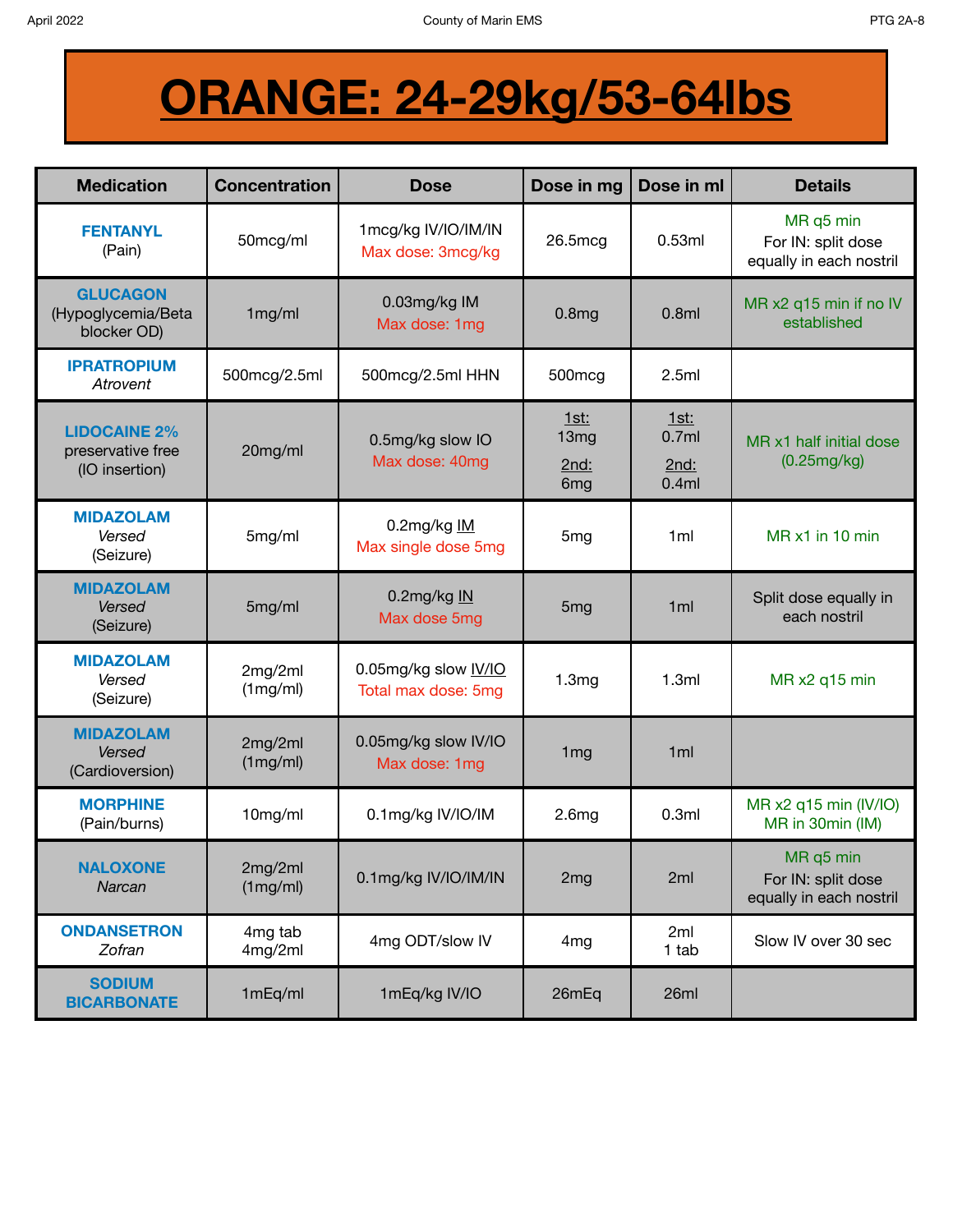# ORANGE: 24-29kg/53-64lbs

| Medication | Concentration | Dose | Dose in mg | Dose in ml | Details |
|---|---|---|---|---|---|
| **FENTANYL** (Pain) | 50mcg/ml | 1mcg/kg IV/IO/IM/IN<br>Max dose: 3mcg/kg | 26.5mcg | 0.53ml | MR q5 min<br>For IN: split dose equally in each nostril |
| **GLUCAGON** (Hypoglycemia/Beta blocker OD) | 1mg/ml | 0.03mg/kg IM<br>Max dose: 1mg | 0.8mg | 0.8ml | MR x2 q15 min if no IV established |
| **IPRATROPIUM** *Atrovent* | 500mcg/2.5ml | 500mcg/2.5ml HHN | 500mcg | 2.5ml | |
| **LIDOCAINE 2%** preservative free (IO insertion) | 20mg/ml | 0.5mg/kg slow IO<br>Max dose: 40mg | 1st: 13mg<br>2nd: 6mg | 1st: 0.7ml<br>2nd: 0.4ml | MR x1 half initial dose (0.25mg/kg) |
| **MIDAZOLAM** *Versed* (Seizure) | 5mg/ml | 0.2mg/kg IM<br>Max single dose 5mg | 5mg | 1ml | MR x1 in 10 min |
| **MIDAZOLAM** *Versed* (Seizure) | 5mg/ml | 0.2mg/kg IN<br>Max dose 5mg | 5mg | 1ml | Split dose equally in each nostril |
| **MIDAZOLAM** *Versed* (Seizure) | 2mg/2ml (1mg/ml) | 0.05mg/kg slow IV/IO<br>Total max dose: 5mg | 1.3mg | 1.3ml | MR x2 q15 min |
| **MIDAZOLAM** *Versed* (Cardioversion) | 2mg/2ml (1mg/ml) | 0.05mg/kg slow IV/IO<br>Max dose: 1mg | 1mg | 1ml | |
| **MORPHINE** (Pain/burns) | 10mg/ml | 0.1mg/kg IV/IO/IM | 2.6mg | 0.3ml | MR x2 q15 min (IV/IO)<br>MR in 30min (IM) |
| **NALOXONE** *Narcan* | 2mg/2ml (1mg/ml) | 0.1mg/kg IV/IO/IM/IN | 2mg | 2ml | MR q5 min<br>For IN: split dose equally in each nostril |
| **ONDANSETRON** *Zofran* | 4mg tab<br>4mg/2ml | 4mg ODT/slow IV | 4mg | 2ml<br>1 tab | Slow IV over 30 sec |
| **SODIUM BICARBONATE** | 1mEq/ml | 1mEq/kg IV/IO | 26mEq | 26ml | |